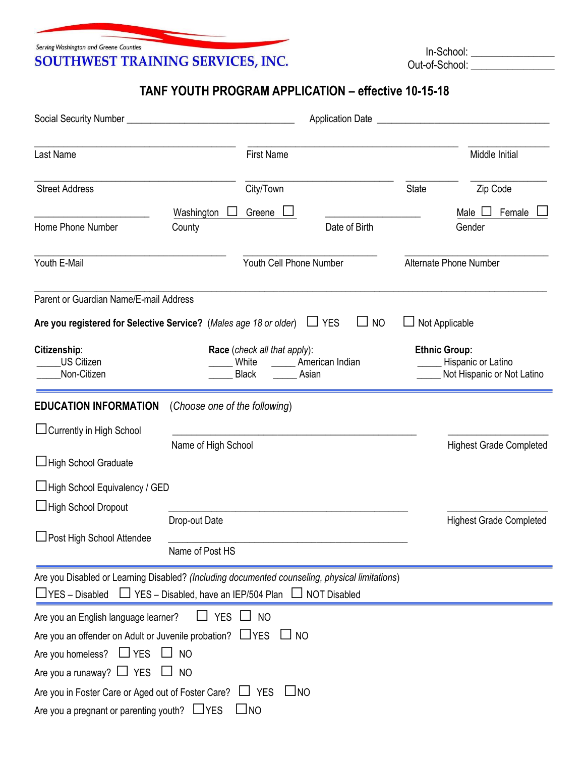Serving Washington and Greene Counties

**SOUTHWEST TRAINING SERVICES, INC.**

In-School: _______________
Out-of-School: _______________

## TANF YOUTH PROGRAM APPLICATION – effective 10-15-18

Social Security Number ________________________________ Application Date ________________________________

Last Name ____________________ First Name ____________________ Middle Initial __________

Street Address ____________________ City/Town ____________________ State __________ Zip Code __________

Home Phone Number ____________________ County: Washington ☐ Greene ☐ Date of Birth ____________________ Gender: Male ☐ Female ☐

Youth E-Mail ____________________ Youth Cell Phone Number ____________________ Alternate Phone Number ____________________

Parent or Guardian Name/E-mail Address ________________________________________________

**Are you registered for Selective Service?** (*Males age 18 or older*) ☐ YES ☐ NO ☐ Not Applicable

**Citizenship**:
_____US Citizen
_____Non-Citizen

**Race** (*check all that apply*):
_____ White _____ American Indian
_____ Black _____ Asian

**Ethnic Group:**
_____ Hispanic or Latino
_____ Not Hispanic or Not Latino

---

**EDUCATION INFORMATION** (*Choose one of the following*)

☐Currently in High School ________________________________ Name of High School ____________ Highest Grade Completed

☐High School Graduate

☐High School Equivalency / GED

☐High School Dropout ________________________________ Drop-out Date ____________ Highest Grade Completed

☐Post High School Attendee ________________________________ Name of Post HS

---

Are you Disabled or Learning Disabled? (*Including documented counseling, physical limitations*)

☐YES – Disabled ☐ YES – Disabled, have an IEP/504 Plan ☐ NOT Disabled

---

Are you an English language learner? ☐ YES ☐ NO

Are you an offender on Adult or Juvenile probation? ☐YES ☐ NO

Are you homeless? ☐ YES ☐ NO

Are you a runaway? ☐ YES ☐ NO

Are you in Foster Care or Aged out of Foster Care? ☐ YES ☐NO

Are you a pregnant or parenting youth? ☐YES ☐NO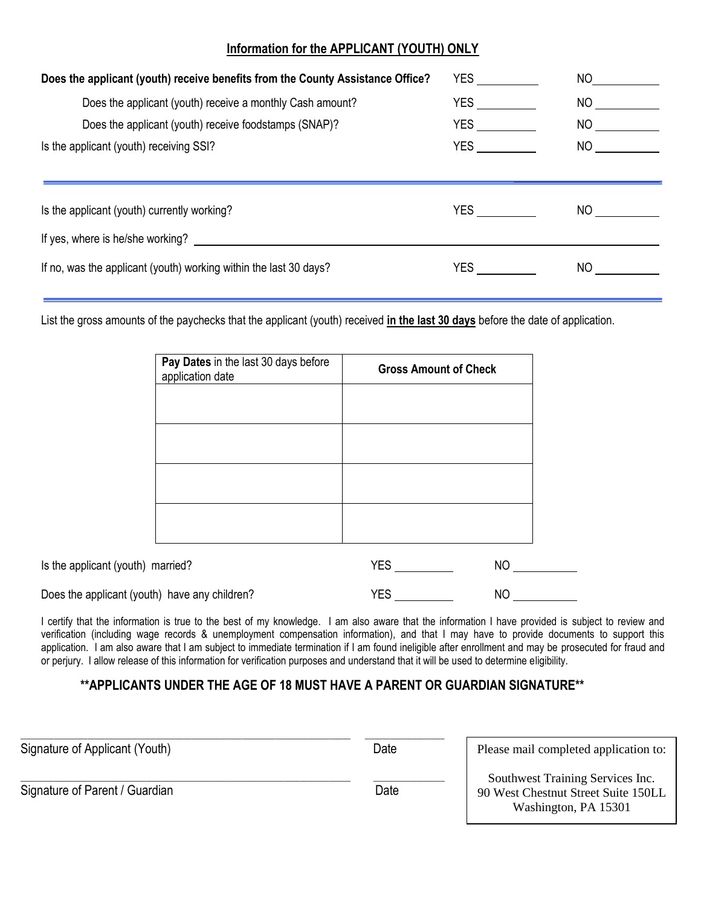## Information for the APPLICANT (YOUTH) ONLY

**Does the applicant (youth) receive benefits from the County Assistance Office?** YES ________ NO ________

Does the applicant (youth) receive a monthly Cash amount? YES ________ NO ________

Does the applicant (youth) receive foodstamps (SNAP)? YES ________ NO ________

Is the applicant (youth) receiving SSI? YES ________ NO ________

---

Is the applicant (youth) currently working? YES ________ NO ________

If yes, where is he/she working? ____________________________________________

If no, was the applicant (youth) working within the last 30 days? YES ________ NO ________

---

List the gross amounts of the paychecks that the applicant (youth) received **in the last 30 days** before the date of application.

| **Pay Dates** in the last 30 days before application date | **Gross Amount of Check** |
|---|---|
| | |
| | |
| | |
| | |

Is the applicant (youth) married? YES ________ NO ________

Does the applicant (youth) have any children? YES ________ NO ________

I certify that the information is true to the best of my knowledge. I am also aware that the information I have provided is subject to review and verification (including wage records & unemployment compensation information), and that I may have to provide documents to support this application. I am also aware that I am subject to immediate termination if I am found ineligible after enrollment and may be prosecuted for fraud and or perjury. I allow release of this information for verification purposes and understand that it will be used to determine eligibility.

### **APPLICANTS UNDER THE AGE OF 18 MUST HAVE A PARENT OR GUARDIAN SIGNATURE**

________________________________________ ____________
Signature of Applicant (Youth) Date

________________________________________ ____________
Signature of Parent / Guardian Date

Please mail completed application to:

Southwest Training Services Inc.
90 West Chestnut Street Suite 150LL
Washington, PA 15301